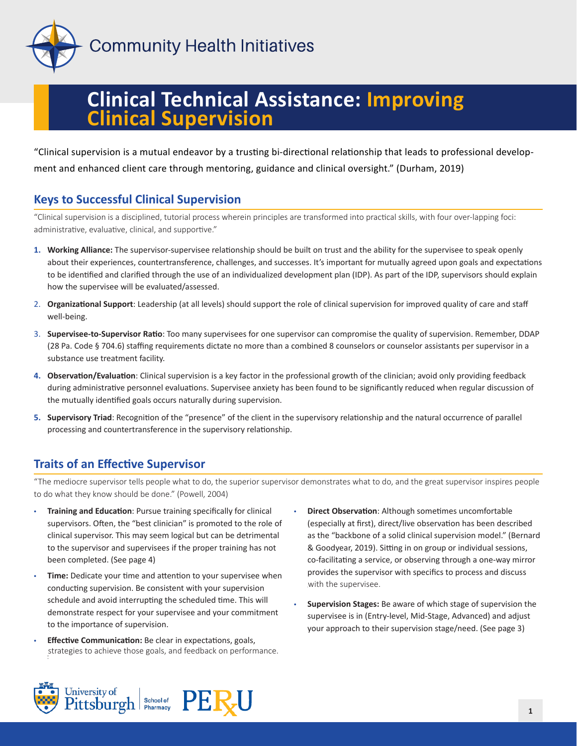Community Health Initiatives

# Clinical Technical Assistance: Improving Clinical Supervision

"Clinical supervision is a mutual endeavor by a trusting bi-directional relationship that leads to professional development and enhanced client care through mentoring, guidance and clinical oversight." (Durham, 2019)

## Keys to Successful Clinical Supervision

"Clinical supervision is a disciplined, tutorial process wherein principles are transformed into practical skills, with four over-lapping foci: administrative, evaluative, clinical, and supportive."

1. **Working Alliance:** The supervisor-supervisee relationship should be built on trust and the ability for the supervisee to speak openly about their experiences, countertransference, challenges, and successes. It's important for mutually agreed upon goals and expectations to be identified and clarified through the use of an individualized development plan (IDP). As part of the IDP, supervisors should explain how the supervisee will be evaluated/assessed.
2. **Organizational Support**: Leadership (at all levels) should support the role of clinical supervision for improved quality of care and staff well-being.
3. **Supervisee-to-Supervisor Ratio**: Too many supervisees for one supervisor can compromise the quality of supervision. Remember, DDAP (28 Pa. Code § 704.6) staffing requirements dictate no more than a combined 8 counselors or counselor assistants per supervisor in a substance use treatment facility.
4. **Observation/Evaluation**: Clinical supervision is a key factor in the professional growth of the clinician; avoid only providing feedback during administrative personnel evaluations. Supervisee anxiety has been found to be significantly reduced when regular discussion of the mutually identified goals occurs naturally during supervision.
5. **Supervisory Triad**: Recognition of the "presence" of the client in the supervisory relationship and the natural occurrence of parallel processing and countertransference in the supervisory relationship.

## Traits of an Effective Supervisor

"The mediocre supervisor tells people what to do, the superior supervisor demonstrates what to do, and the great supervisor inspires people to do what they know should be done." (Powell, 2004)

- **Training and Education**: Pursue training specifically for clinical supervisors. Often, the "best clinician" is promoted to the role of clinical supervisor. This may seem logical but can be detrimental to the supervisor and supervisees if the proper training has not been completed. (See page 4)
- **Time:** Dedicate your time and attention to your supervisee when conducting supervision. Be consistent with your supervision schedule and avoid interrupting the scheduled time. This will demonstrate respect for your supervisee and your commitment to the importance of supervision.
- **Effective Communication:** Be clear in expectations, goals, strategies to achieve those goals, and feedback on performance.
- **Direct Observation**: Although sometimes uncomfortable (especially at first), direct/live observation has been described as the "backbone of a solid clinical supervision model." (Bernard & Goodyear, 2019). Sitting in on group or individual sessions, co-facilitating a service, or observing through a one-way mirror provides the supervisor with specifics to process and discuss with the supervisee.
- **Supervision Stages:** Be aware of which stage of supervision the supervisee is in (Entry-level, Mid-Stage, Advanced) and adjust your approach to their supervision stage/need. (See page 3)

University of Pittsburgh | School of Pharmacy | PERU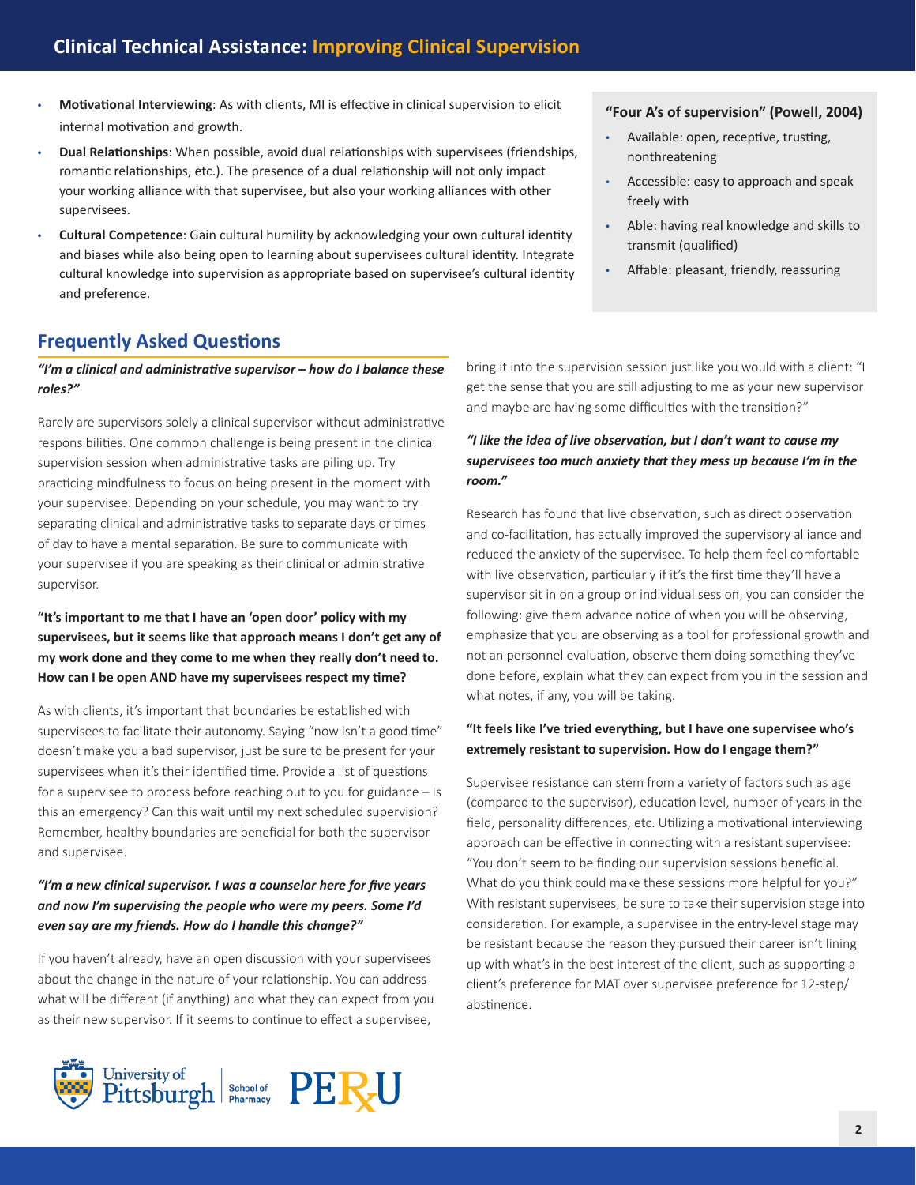- **Motivational Interviewing**: As with clients, MI is effective in clinical supervision to elicit internal motivation and growth.
- **Dual Relationships**: When possible, avoid dual relationships with supervisees (friendships, romantic relationships, etc.). The presence of a dual relationship will not only impact your working alliance with that supervisee, but also your working alliances with other supervisees.
- **Cultural Competence**: Gain cultural humility by acknowledging your own cultural identity and biases while also being open to learning about supervisees cultural identity. Integrate cultural knowledge into supervision as appropriate based on supervisee's cultural identity and preference.

**"Four A's of supervision" (Powell, 2004)**

- Available: open, receptive, trusting, nonthreatening
- Accessible: easy to approach and speak freely with
- Able: having real knowledge and skills to transmit (qualified)
- Affable: pleasant, friendly, reassuring

## Frequently Asked Questions

***"I'm a clinical and administrative supervisor – how do I balance these roles?"***

Rarely are supervisors solely a clinical supervisor without administrative responsibilities. One common challenge is being present in the clinical supervision session when administrative tasks are piling up. Try practicing mindfulness to focus on being present in the moment with your supervisee. Depending on your schedule, you may want to try separating clinical and administrative tasks to separate days or times of day to have a mental separation. Be sure to communicate with your supervisee if you are speaking as their clinical or administrative supervisor.

**"It's important to me that I have an 'open door' policy with my supervisees, but it seems like that approach means I don't get any of my work done and they come to me when they really don't need to. How can I be open AND have my supervisees respect my time?**

As with clients, it's important that boundaries be established with supervisees to facilitate their autonomy. Saying "now isn't a good time" doesn't make you a bad supervisor, just be sure to be present for your supervisees when it's their identified time. Provide a list of questions for a supervisee to process before reaching out to you for guidance – Is this an emergency? Can this wait until my next scheduled supervision? Remember, healthy boundaries are beneficial for both the supervisor and supervisee.

***"I'm a new clinical supervisor. I was a counselor here for five years and now I'm supervising the people who were my peers. Some I'd even say are my friends. How do I handle this change?"***

If you haven't already, have an open discussion with your supervisees about the change in the nature of your relationship. You can address what will be different (if anything) and what they can expect from you as their new supervisor. If it seems to continue to effect a supervisee, bring it into the supervision session just like you would with a client: "I get the sense that you are still adjusting to me as your new supervisor and maybe are having some difficulties with the transition?"

***"I like the idea of live observation, but I don't want to cause my supervisees too much anxiety that they mess up because I'm in the room."***

Research has found that live observation, such as direct observation and co-facilitation, has actually improved the supervisory alliance and reduced the anxiety of the supervisee. To help them feel comfortable with live observation, particularly if it's the first time they'll have a supervisor sit in on a group or individual session, you can consider the following: give them advance notice of when you will be observing, emphasize that you are observing as a tool for professional growth and not an personnel evaluation, observe them doing something they've done before, explain what they can expect from you in the session and what notes, if any, you will be taking.

**"It feels like I've tried everything, but I have one supervisee who's extremely resistant to supervision. How do I engage them?"**

Supervisee resistance can stem from a variety of factors such as age (compared to the supervisor), education level, number of years in the field, personality differences, etc. Utilizing a motivational interviewing approach can be effective in connecting with a resistant supervisee: "You don't seem to be finding our supervision sessions beneficial. What do you think could make these sessions more helpful for you?" With resistant supervisees, be sure to take their supervision stage into consideration. For example, a supervisee in the entry-level stage may be resistant because the reason they pursued their career isn't lining up with what's in the best interest of the client, such as supporting a client's preference for MAT over supervisee preference for 12-step/abstinence.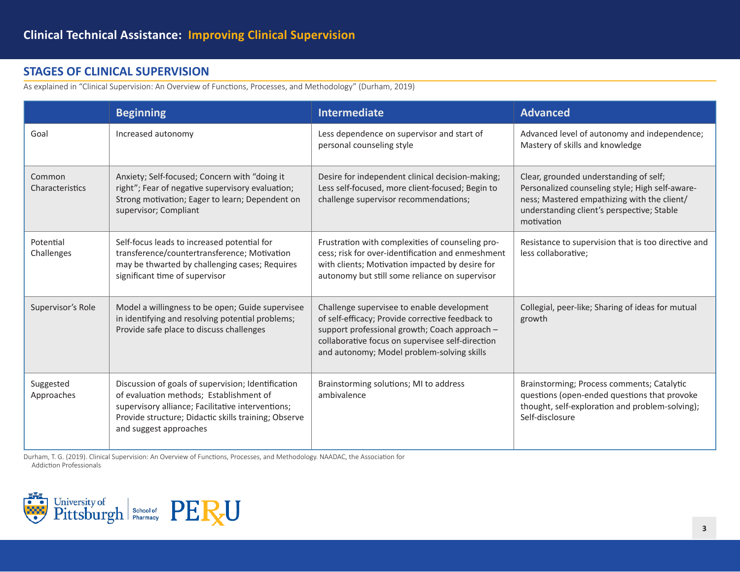## STAGES OF CLINICAL SUPERVISION

As explained in "Clinical Supervision: An Overview of Functions, Processes, and Methodology" (Durham, 2019)

| | Beginning | Intermediate | Advanced |
|---|---|---|---|
| Goal | Increased autonomy | Less dependence on supervisor and start of personal counseling style | Advanced level of autonomy and independence; Mastery of skills and knowledge |
| Common Characteristics | Anxiety; Self-focused; Concern with "doing it right"; Fear of negative supervisory evaluation; Strong motivation; Eager to learn; Dependent on supervisor; Compliant | Desire for independent clinical decision-making; Less self-focused, more client-focused; Begin to challenge supervisor recommendations; | Clear, grounded understanding of self; Personalized counseling style; High self-awareness; Mastered empathizing with the client/ understanding client's perspective; Stable motivation |
| Potential Challenges | Self-focus leads to increased potential for transference/countertransference; Motivation may be thwarted by challenging cases; Requires significant time of supervisor | Frustration with complexities of counseling process; risk for over-identification and enmeshment with clients; Motivation impacted by desire for autonomy but still some reliance on supervisor | Resistance to supervision that is too directive and less collaborative; |
| Supervisor's Role | Model a willingness to be open; Guide supervisee in identifying and resolving potential problems; Provide safe place to discuss challenges | Challenge supervisee to enable development of self-efficacy; Provide corrective feedback to support professional growth; Coach approach – collaborative focus on supervisee self-direction and autonomy; Model problem-solving skills | Collegial, peer-like; Sharing of ideas for mutual growth |
| Suggested Approaches | Discussion of goals of supervision; Identification of evaluation methods; Establishment of supervisory alliance; Facilitative interventions; Provide structure; Didactic skills training; Observe and suggest approaches | Brainstorming solutions; MI to address ambivalence | Brainstorming; Process comments; Catalytic questions (open-ended questions that provoke thought, self-exploration and problem-solving); Self-disclosure |

Durham, T. G. (2019). Clinical Supervision: An Overview of Functions, Processes, and Methodology. NAADAC, the Association for Addiction Professionals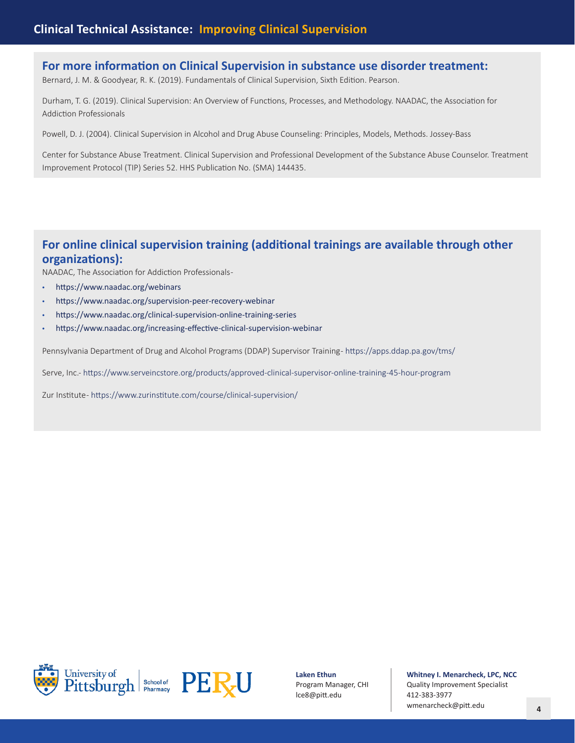## For more information on Clinical Supervision in substance use disorder treatment:

Bernard, J. M. & Goodyear, R. K. (2019). Fundamentals of Clinical Supervision, Sixth Edition. Pearson.

Durham, T. G. (2019). Clinical Supervision: An Overview of Functions, Processes, and Methodology. NAADAC, the Association for Addiction Professionals

Powell, D. J. (2004). Clinical Supervision in Alcohol and Drug Abuse Counseling: Principles, Models, Methods. Jossey-Bass

Center for Substance Abuse Treatment. Clinical Supervision and Professional Development of the Substance Abuse Counselor. Treatment Improvement Protocol (TIP) Series 52. HHS Publication No. (SMA) 144435.

## For online clinical supervision training (additional trainings are available through other organizations):

NAADAC, The Association for Addiction Professionals-

- https://www.naadac.org/webinars
- https://www.naadac.org/supervision-peer-recovery-webinar
- https://www.naadac.org/clinical-supervision-online-training-series
- https://www.naadac.org/increasing-effective-clinical-supervision-webinar

Pennsylvania Department of Drug and Alcohol Programs (DDAP) Supervisor Training- https://apps.ddap.pa.gov/tms/

Serve, Inc.- https://www.serveincstore.org/products/approved-clinical-supervisor-online-training-45-hour-program

Zur Institute- https://www.zurinstitute.com/course/clinical-supervision/

University of Pittsburgh | School of Pharmacy PERU

**Laken Ethun**
Program Manager, CHI
lce8@pitt.edu

**Whitney I. Menarcheck, LPC, NCC**
Quality Improvement Specialist
412-383-3977
wmenarcheck@pitt.edu